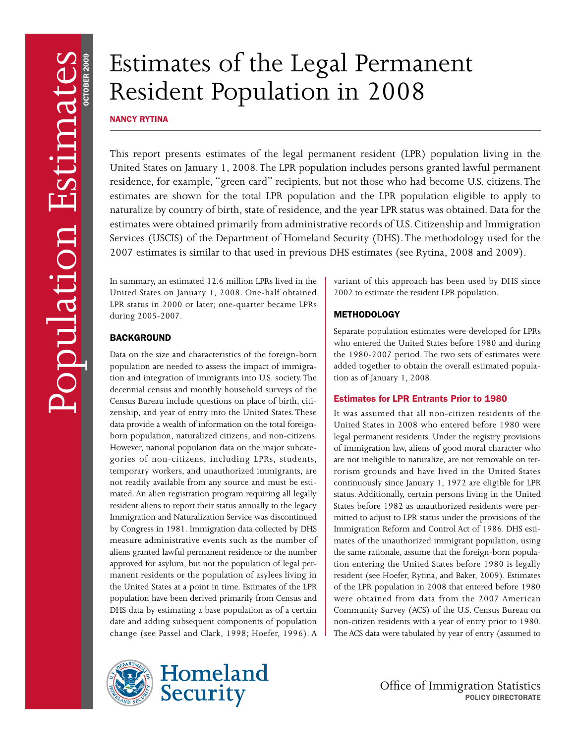# Estimates of the Legal Permanent Resident Population in 2008

**NANCY RYTINA**

This report presents estimates of the legal permanent resident (LPR) population living in the United States on January 1, 2008. The LPR population includes persons granted lawful permanent residence, for example, "green card" recipients, but not those who had become U.S. citizens. The estimates are shown for the total LPR population and the LPR population eligible to apply to naturalize by country of birth, state of residence, and the year LPR status was obtained. Data for the estimates were obtained primarily from administrative records of U.S. Citizenship and Immigration Services (USCIS) of the Department of Homeland Security (DHS). The methodology used for the 2007 estimates is similar to that used in previous DHS estimates (see Rytina, 2008 and 2009).

In summary, an estimated 12.6 million LPRs lived in the United States on January 1, 2008. One-half obtained LPR status in 2000 or later; one-quarter became LPRs during 2005-2007.

## BACKGROUND

Data on the size and characteristics of the foreign-born population are needed to assess the impact of immigration and integration of immigrants into U.S. society. The decennial census and monthly household surveys of the Census Bureau include questions on place of birth, citizenship, and year of entry into the United States. These data provide a wealth of information on the total foreign-born population, naturalized citizens, and non-citizens. However, national population data on the major subcategories of non-citizens, including LPRs, students, temporary workers, and unauthorized immigrants, are not readily available from any source and must be estimated. An alien registration program requiring all legally resident aliens to report their status annually to the legacy Immigration and Naturalization Service was discontinued by Congress in 1981. Immigration data collected by DHS measure administrative events such as the number of aliens granted lawful permanent residence or the number approved for asylum, but not the population of legal permanent residents or the population of asylees living in the United States at a point in time. Estimates of the LPR population have been derived primarily from Census and DHS data by estimating a base population as of a certain date and adding subsequent components of population change (see Passel and Clark, 1998; Hoefer, 1996). A variant of this approach has been used by DHS since 2002 to estimate the resident LPR population.

## METHODOLOGY

Separate population estimates were developed for LPRs who entered the United States before 1980 and during the 1980-2007 period. The two sets of estimates were added together to obtain the overall estimated population as of January 1, 2008.

### Estimates for LPR Entrants Prior to 1980

It was assumed that all non-citizen residents of the United States in 2008 who entered before 1980 were legal permanent residents. Under the registry provisions of immigration law, aliens of good moral character who are not ineligible to naturalize, are not removable on terrorism grounds and have lived in the United States continuously since January 1, 1972 are eligible for LPR status. Additionally, certain persons living in the United States before 1982 as unauthorized residents were permitted to adjust to LPR status under the provisions of the Immigration Reform and Control Act of 1986. DHS estimates of the unauthorized immigrant population, using the same rationale, assume that the foreign-born population entering the United States before 1980 is legally resident (see Hoefer, Rytina, and Baker, 2009). Estimates of the LPR population in 2008 that entered before 1980 were obtained from data from the 2007 American Community Survey (ACS) of the U.S. Census Bureau on non-citizen residents with a year of entry prior to 1980. The ACS data were tabulated by year of entry (assumed to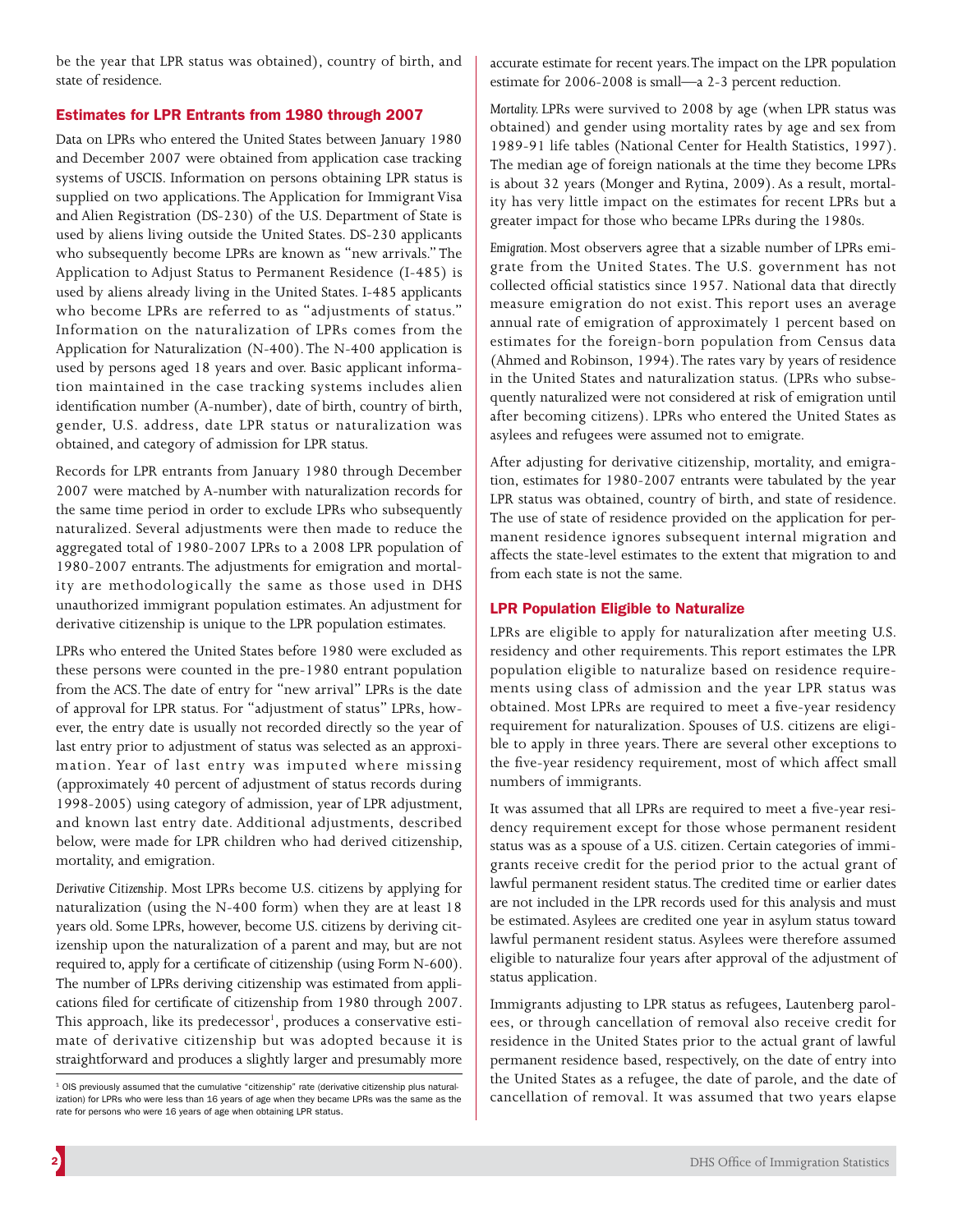be the year that LPR status was obtained), country of birth, and state of residence.

## Estimates for LPR Entrants from 1980 through 2007

Data on LPRs who entered the United States between January 1980 and December 2007 were obtained from application case tracking systems of USCIS. Information on persons obtaining LPR status is supplied on two applications. The Application for Immigrant Visa and Alien Registration (DS-230) of the U.S. Department of State is used by aliens living outside the United States. DS-230 applicants who subsequently become LPRs are known as "new arrivals." The Application to Adjust Status to Permanent Residence (I-485) is used by aliens already living in the United States. I-485 applicants who become LPRs are referred to as "adjustments of status." Information on the naturalization of LPRs comes from the Application for Naturalization (N-400). The N-400 application is used by persons aged 18 years and over. Basic applicant information maintained in the case tracking systems includes alien identification number (A-number), date of birth, country of birth, gender, U.S. address, date LPR status or naturalization was obtained, and category of admission for LPR status.

Records for LPR entrants from January 1980 through December 2007 were matched by A-number with naturalization records for the same time period in order to exclude LPRs who subsequently naturalized. Several adjustments were then made to reduce the aggregated total of 1980-2007 LPRs to a 2008 LPR population of 1980-2007 entrants. The adjustments for emigration and mortality are methodologically the same as those used in DHS unauthorized immigrant population estimates. An adjustment for derivative citizenship is unique to the LPR population estimates.

LPRs who entered the United States before 1980 were excluded as these persons were counted in the pre-1980 entrant population from the ACS. The date of entry for "new arrival" LPRs is the date of approval for LPR status. For "adjustment of status" LPRs, however, the entry date is usually not recorded directly so the year of last entry prior to adjustment of status was selected as an approximation. Year of last entry was imputed where missing (approximately 40 percent of adjustment of status records during 1998-2005) using category of admission, year of LPR adjustment, and known last entry date. Additional adjustments, described below, were made for LPR children who had derived citizenship, mortality, and emigration.

*Derivative Citizenship*. Most LPRs become U.S. citizens by applying for naturalization (using the N-400 form) when they are at least 18 years old. Some LPRs, however, become U.S. citizens by deriving citizenship upon the naturalization of a parent and may, but are not required to, apply for a certificate of citizenship (using Form N-600). The number of LPRs deriving citizenship was estimated from applications filed for certificate of citizenship from 1980 through 2007. This approach, like its predecessor[1], produces a conservative estimate of derivative citizenship but was adopted because it is straightforward and produces a slightly larger and presumably more accurate estimate for recent years. The impact on the LPR population estimate for 2006-2008 is small—a 2-3 percent reduction.

*Mortality*. LPRs were survived to 2008 by age (when LPR status was obtained) and gender using mortality rates by age and sex from 1989-91 life tables (National Center for Health Statistics, 1997). The median age of foreign nationals at the time they become LPRs is about 32 years (Monger and Rytina, 2009). As a result, mortality has very little impact on the estimates for recent LPRs but a greater impact for those who became LPRs during the 1980s.

*Emigration*. Most observers agree that a sizable number of LPRs emigrate from the United States. The U.S. government has not collected official statistics since 1957. National data that directly measure emigration do not exist. This report uses an average annual rate of emigration of approximately 1 percent based on estimates for the foreign-born population from Census data (Ahmed and Robinson, 1994). The rates vary by years of residence in the United States and naturalization status. (LPRs who subsequently naturalized were not considered at risk of emigration until after becoming citizens). LPRs who entered the United States as asylees and refugees were assumed not to emigrate.

After adjusting for derivative citizenship, mortality, and emigration, estimates for 1980-2007 entrants were tabulated by the year LPR status was obtained, country of birth, and state of residence. The use of state of residence provided on the application for permanent residence ignores subsequent internal migration and affects the state-level estimates to the extent that migration to and from each state is not the same.

## LPR Population Eligible to Naturalize

LPRs are eligible to apply for naturalization after meeting U.S. residency and other requirements. This report estimates the LPR population eligible to naturalize based on residence requirements using class of admission and the year LPR status was obtained. Most LPRs are required to meet a five-year residency requirement for naturalization. Spouses of U.S. citizens are eligible to apply in three years. There are several other exceptions to the five-year residency requirement, most of which affect small numbers of immigrants.

It was assumed that all LPRs are required to meet a five-year residency requirement except for those whose permanent resident status was as a spouse of a U.S. citizen. Certain categories of immigrants receive credit for the period prior to the actual grant of lawful permanent resident status. The credited time or earlier dates are not included in the LPR records used for this analysis and must be estimated. Asylees are credited one year in asylum status toward lawful permanent resident status. Asylees were therefore assumed eligible to naturalize four years after approval of the adjustment of status application.

Immigrants adjusting to LPR status as refugees, Lautenberg parolees, or through cancellation of removal also receive credit for residence in the United States prior to the actual grant of lawful permanent residence based, respectively, on the date of entry into the United States as a refugee, the date of parole, and the date of cancellation of removal. It was assumed that two years elapse

[1] OIS previously assumed that the cumulative "citizenship" rate (derivative citizenship plus naturalization) for LPRs who were less than 16 years of age when they became LPRs was the same as the rate for persons who were 16 years of age when obtaining LPR status.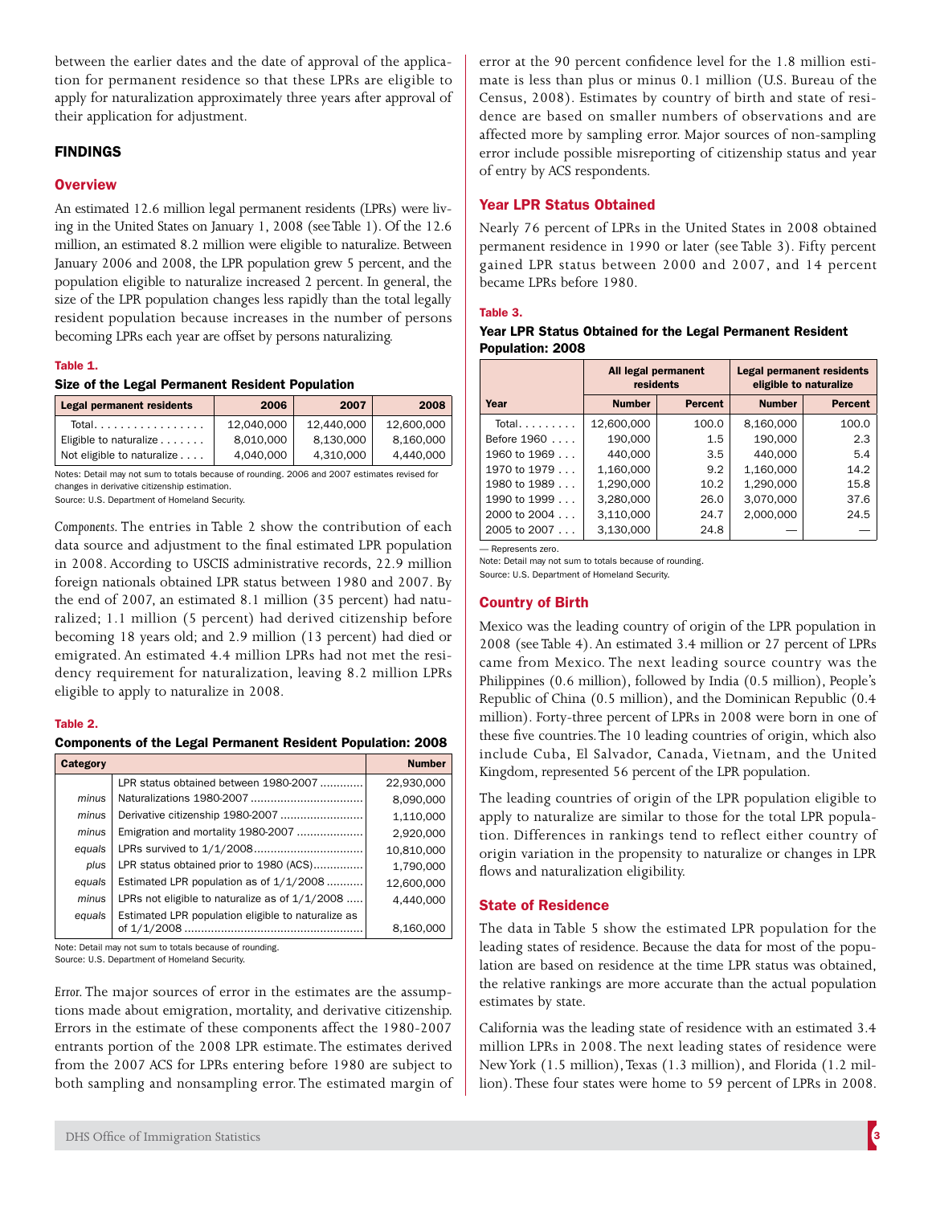between the earlier dates and the date of approval of the application for permanent residence so that these LPRs are eligible to apply for naturalization approximately three years after approval of their application for adjustment.

## FINDINGS

### Overview

An estimated 12.6 million legal permanent residents (LPRs) were living in the United States on January 1, 2008 (see Table 1). Of the 12.6 million, an estimated 8.2 million were eligible to naturalize. Between January 2006 and 2008, the LPR population grew 5 percent, and the population eligible to naturalize increased 2 percent. In general, the size of the LPR population changes less rapidly than the total legally resident population because increases in the number of persons becoming LPRs each year are offset by persons naturalizing.

**Table 1.**

**Size of the Legal Permanent Resident Population**

| Legal permanent residents | 2006 | 2007 | 2008 |
|---|---|---|---|
| Total. . . . . . . . . . . . . . . . . | 12,040,000 | 12,440,000 | 12,600,000 |
| Eligible to naturalize . . . . . . . | 8,010,000 | 8,130,000 | 8,160,000 |
| Not eligible to naturalize . . . . | 4,040,000 | 4,310,000 | 4,440,000 |

Notes: Detail may not sum to totals because of rounding. 2006 and 2007 estimates revised for changes in derivative citizenship estimation.
Source: U.S. Department of Homeland Security.

*Components.* The entries in Table 2 show the contribution of each data source and adjustment to the final estimated LPR population in 2008. According to USCIS administrative records, 22.9 million foreign nationals obtained LPR status between 1980 and 2007. By the end of 2007, an estimated 8.1 million (35 percent) had naturalized; 1.1 million (5 percent) had derived citizenship before becoming 18 years old; and 2.9 million (13 percent) had died or emigrated. An estimated 4.4 million LPRs had not met the residency requirement for naturalization, leaving 8.2 million LPRs eligible to apply to naturalize in 2008.

**Table 2.**

**Components of the Legal Permanent Resident Population: 2008**

| Category | | Number |
|---|---|---|
| | LPR status obtained between 1980-2007 | 22,930,000 |
| *minus* | Naturalizations 1980-2007 | 8,090,000 |
| *minus* | Derivative citizenship 1980-2007 | 1,110,000 |
| *minus* | Emigration and mortality 1980-2007 | 2,920,000 |
| *equals* | LPRs survived to 1/1/2008 | 10,810,000 |
| *plus* | LPR status obtained prior to 1980 (ACS) | 1,790,000 |
| *equals* | Estimated LPR population as of 1/1/2008 | 12,600,000 |
| *minus* | LPRs not eligible to naturalize as of 1/1/2008 | 4,440,000 |
| *equals* | Estimated LPR population eligible to naturalize as of 1/1/2008 | 8,160,000 |

Note: Detail may not sum to totals because of rounding.
Source: U.S. Department of Homeland Security.

*Error.* The major sources of error in the estimates are the assumptions made about emigration, mortality, and derivative citizenship. Errors in the estimate of these components affect the 1980-2007 entrants portion of the 2008 LPR estimate. The estimates derived from the 2007 ACS for LPRs entering before 1980 are subject to both sampling and nonsampling error. The estimated margin of error at the 90 percent confidence level for the 1.8 million estimate is less than plus or minus 0.1 million (U.S. Bureau of the Census, 2008). Estimates by country of birth and state of residence are based on smaller numbers of observations and are affected more by sampling error. Major sources of non-sampling error include possible misreporting of citizenship status and year of entry by ACS respondents.

### Year LPR Status Obtained

Nearly 76 percent of LPRs in the United States in 2008 obtained permanent residence in 1990 or later (see Table 3). Fifty percent gained LPR status between 2000 and 2007, and 14 percent became LPRs before 1980.

**Table 3.**

**Year LPR Status Obtained for the Legal Permanent Resident Population: 2008**

| Year | All legal permanent residents | | Legal permanent residents eligible to naturalize | |
|---|---|---|---|---|
| | Number | Percent | Number | Percent |
| Total. . . . . . . . . | 12,600,000 | 100.0 | 8,160,000 | 100.0 |
| Before 1960 . . . . | 190,000 | 1.5 | 190,000 | 2.3 |
| 1960 to 1969 . . . | 440,000 | 3.5 | 440,000 | 5.4 |
| 1970 to 1979 . . . | 1,160,000 | 9.2 | 1,160,000 | 14.2 |
| 1980 to 1989 . . . | 1,290,000 | 10.2 | 1,290,000 | 15.8 |
| 1990 to 1999 . . . | 3,280,000 | 26.0 | 3,070,000 | 37.6 |
| 2000 to 2004 . . . | 3,110,000 | 24.7 | 2,000,000 | 24.5 |
| 2005 to 2007 . . . | 3,130,000 | 24.8 | — | — |

— Represents zero.
Note: Detail may not sum to totals because of rounding.
Source: U.S. Department of Homeland Security.

### Country of Birth

Mexico was the leading country of origin of the LPR population in 2008 (see Table 4). An estimated 3.4 million or 27 percent of LPRs came from Mexico. The next leading source country was the Philippines (0.6 million), followed by India (0.5 million), People's Republic of China (0.5 million), and the Dominican Republic (0.4 million). Forty-three percent of LPRs in 2008 were born in one of these five countries. The 10 leading countries of origin, which also include Cuba, El Salvador, Canada, Vietnam, and the United Kingdom, represented 56 percent of the LPR population.

The leading countries of origin of the LPR population eligible to apply to naturalize are similar to those for the total LPR population. Differences in rankings tend to reflect either country of origin variation in the propensity to naturalize or changes in LPR flows and naturalization eligibility.

### State of Residence

The data in Table 5 show the estimated LPR population for the leading states of residence. Because the data for most of the population are based on residence at the time LPR status was obtained, the relative rankings are more accurate than the actual population estimates by state.

California was the leading state of residence with an estimated 3.4 million LPRs in 2008. The next leading states of residence were New York (1.5 million), Texas (1.3 million), and Florida (1.2 million). These four states were home to 59 percent of LPRs in 2008.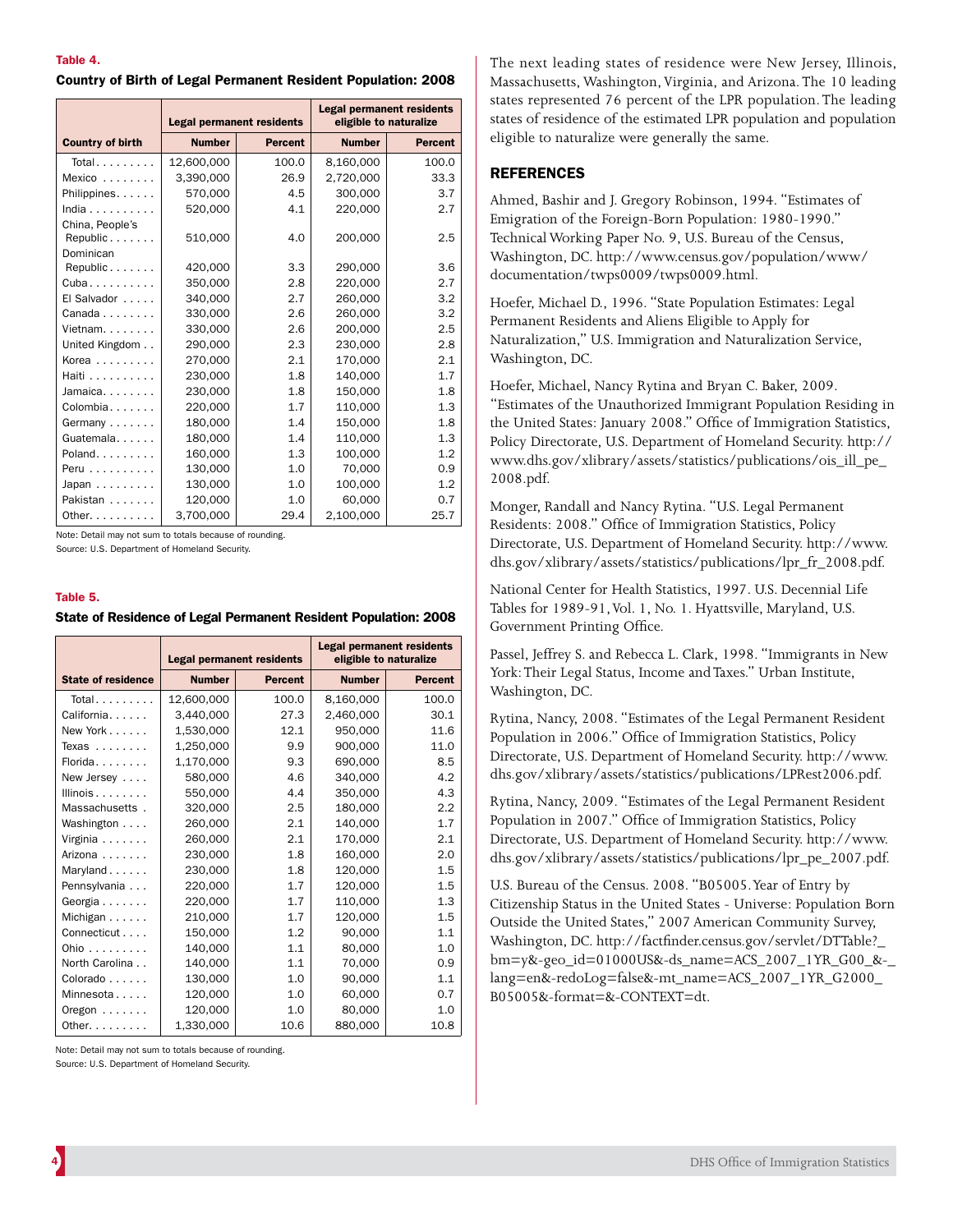**Table 4.**

**Country of Birth of Legal Permanent Resident Population: 2008**

| Country of birth | Legal permanent residents | | Legal permanent residents eligible to naturalize | |
|---|---|---|---|---|
| | Number | Percent | Number | Percent |
| Total | 12,600,000 | 100.0 | 8,160,000 | 100.0 |
| Mexico | 3,390,000 | 26.9 | 2,720,000 | 33.3 |
| Philippines | 570,000 | 4.5 | 300,000 | 3.7 |
| India | 520,000 | 4.1 | 220,000 | 2.7 |
| China, People's Republic | 510,000 | 4.0 | 200,000 | 2.5 |
| Dominican Republic | 420,000 | 3.3 | 290,000 | 3.6 |
| Cuba | 350,000 | 2.8 | 220,000 | 2.7 |
| El Salvador | 340,000 | 2.7 | 260,000 | 3.2 |
| Canada | 330,000 | 2.6 | 260,000 | 3.2 |
| Vietnam | 330,000 | 2.6 | 200,000 | 2.5 |
| United Kingdom | 290,000 | 2.3 | 230,000 | 2.8 |
| Korea | 270,000 | 2.1 | 170,000 | 2.1 |
| Haiti | 230,000 | 1.8 | 140,000 | 1.7 |
| Jamaica | 230,000 | 1.8 | 150,000 | 1.8 |
| Colombia | 220,000 | 1.7 | 110,000 | 1.3 |
| Germany | 180,000 | 1.4 | 150,000 | 1.8 |
| Guatemala | 180,000 | 1.4 | 110,000 | 1.3 |
| Poland | 160,000 | 1.3 | 100,000 | 1.2 |
| Peru | 130,000 | 1.0 | 70,000 | 0.9 |
| Japan | 130,000 | 1.0 | 100,000 | 1.2 |
| Pakistan | 120,000 | 1.0 | 60,000 | 0.7 |
| Other | 3,700,000 | 29.4 | 2,100,000 | 25.7 |

Note: Detail may not sum to totals because of rounding.
Source: U.S. Department of Homeland Security.

**Table 5.**

**State of Residence of Legal Permanent Resident Population: 2008**

| State of residence | Legal permanent residents | | Legal permanent residents eligible to naturalize | |
|---|---|---|---|---|
| | Number | Percent | Number | Percent |
| Total | 12,600,000 | 100.0 | 8,160,000 | 100.0 |
| California | 3,440,000 | 27.3 | 2,460,000 | 30.1 |
| New York | 1,530,000 | 12.1 | 950,000 | 11.6 |
| Texas | 1,250,000 | 9.9 | 900,000 | 11.0 |
| Florida | 1,170,000 | 9.3 | 690,000 | 8.5 |
| New Jersey | 580,000 | 4.6 | 340,000 | 4.2 |
| Illinois | 550,000 | 4.4 | 350,000 | 4.3 |
| Massachusetts | 320,000 | 2.5 | 180,000 | 2.2 |
| Washington | 260,000 | 2.1 | 140,000 | 1.7 |
| Virginia | 260,000 | 2.1 | 170,000 | 2.1 |
| Arizona | 230,000 | 1.8 | 160,000 | 2.0 |
| Maryland | 230,000 | 1.8 | 120,000 | 1.5 |
| Pennsylvania | 220,000 | 1.7 | 120,000 | 1.5 |
| Georgia | 220,000 | 1.7 | 110,000 | 1.3 |
| Michigan | 210,000 | 1.7 | 120,000 | 1.5 |
| Connecticut | 150,000 | 1.2 | 90,000 | 1.1 |
| Ohio | 140,000 | 1.1 | 80,000 | 1.0 |
| North Carolina | 140,000 | 1.1 | 70,000 | 0.9 |
| Colorado | 130,000 | 1.0 | 90,000 | 1.1 |
| Minnesota | 120,000 | 1.0 | 60,000 | 0.7 |
| Oregon | 120,000 | 1.0 | 80,000 | 1.0 |
| Other | 1,330,000 | 10.6 | 880,000 | 10.8 |

Note: Detail may not sum to totals because of rounding.
Source: U.S. Department of Homeland Security.

The next leading states of residence were New Jersey, Illinois, Massachusetts, Washington, Virginia, and Arizona. The 10 leading states represented 76 percent of the LPR population. The leading states of residence of the estimated LPR population and population eligible to naturalize were generally the same.

## REFERENCES

Ahmed, Bashir and J. Gregory Robinson, 1994. "Estimates of Emigration of the Foreign-Born Population: 1980-1990." Technical Working Paper No. 9, U.S. Bureau of the Census, Washington, DC. http://www.census.gov/population/www/documentation/twps0009/twps0009.html.

Hoefer, Michael D., 1996. "State Population Estimates: Legal Permanent Residents and Aliens Eligible to Apply for Naturalization," U.S. Immigration and Naturalization Service, Washington, DC.

Hoefer, Michael, Nancy Rytina and Bryan C. Baker, 2009. "Estimates of the Unauthorized Immigrant Population Residing in the United States: January 2008." Office of Immigration Statistics, Policy Directorate, U.S. Department of Homeland Security. http://www.dhs.gov/xlibrary/assets/statistics/publications/ois_ill_pe_2008.pdf.

Monger, Randall and Nancy Rytina. "U.S. Legal Permanent Residents: 2008." Office of Immigration Statistics, Policy Directorate, U.S. Department of Homeland Security. http://www.dhs.gov/xlibrary/assets/statistics/publications/lpr_fr_2008.pdf.

National Center for Health Statistics, 1997. U.S. Decennial Life Tables for 1989-91, Vol. 1, No. 1. Hyattsville, Maryland, U.S. Government Printing Office.

Passel, Jeffrey S. and Rebecca L. Clark, 1998. "Immigrants in New York: Their Legal Status, Income and Taxes." Urban Institute, Washington, DC.

Rytina, Nancy, 2008. "Estimates of the Legal Permanent Resident Population in 2006." Office of Immigration Statistics, Policy Directorate, U.S. Department of Homeland Security. http://www.dhs.gov/xlibrary/assets/statistics/publications/LPRest2006.pdf.

Rytina, Nancy, 2009. "Estimates of the Legal Permanent Resident Population in 2007." Office of Immigration Statistics, Policy Directorate, U.S. Department of Homeland Security. http://www.dhs.gov/xlibrary/assets/statistics/publications/lpr_pe_2007.pdf.

U.S. Bureau of the Census. 2008. "B05005. Year of Entry by Citizenship Status in the United States - Universe: Population Born Outside the United States," 2007 American Community Survey, Washington, DC. http://factfinder.census.gov/servlet/DTTable?_bm=y&-geo_id=01000US&-ds_name=ACS_2007_1YR_G00_&-_lang=en&-redoLog=false&-mt_name=ACS_2007_1YR_G2000_B05005&-format=&-CONTEXT=dt.